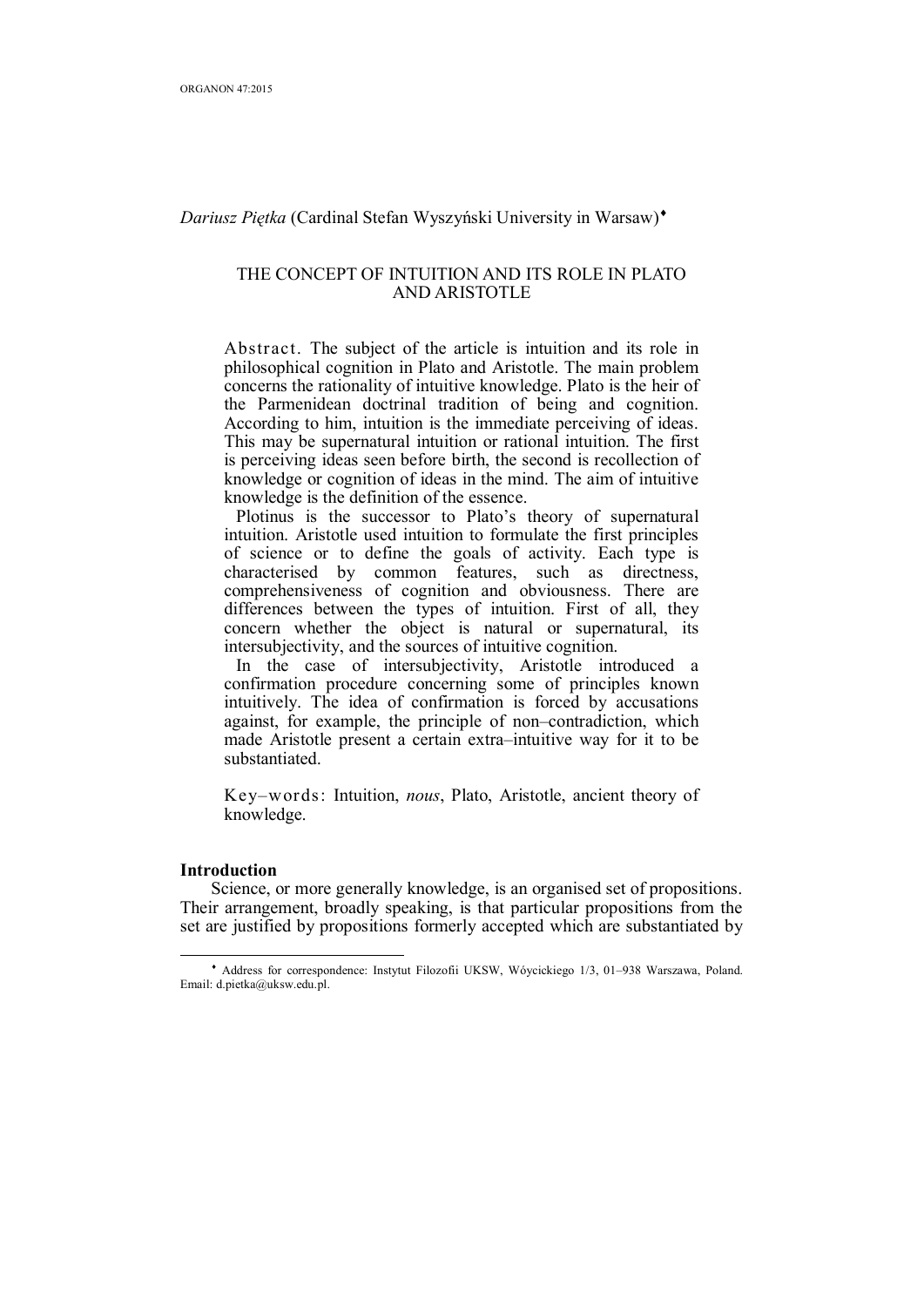*Dariusz Piętka* (Cardinal Stefan Wyszyński University in Warsaw)[♦]

# THE CONCEPT OF INTUITION AND ITS ROLE IN PLATO AND ARISTOTLE

Abstract. The subject of the article is intuition and its role in philosophical cognition in Plato and Aristotle. The main problem concerns the rationality of intuitive knowledge. Plato is the heir of the Parmenidean doctrinal tradition of being and cognition. According to him, intuition is the immediate perceiving of ideas. This may be supernatural intuition or rational intuition. The first is perceiving ideas seen before birth, the second is recollection of knowledge or cognition of ideas in the mind. The aim of intuitive knowledge is the definition of the essence.

Plotinus is the successor to Plato's theory of supernatural intuition. Aristotle used intuition to formulate the first principles of science or to define the goals of activity. Each type is characterised by common features, such as directness, comprehensiveness of cognition and obviousness. There are differences between the types of intuition. First of all, they concern whether the object is natural or supernatural, its intersubjectivity, and the sources of intuitive cognition.

In the case of intersubjectivity, Aristotle introduced a confirmation procedure concerning some of principles known intuitively. The idea of confirmation is forced by accusations against, for example, the principle of non–contradiction, which made Aristotle present a certain extra–intuitive way for it to be substantiated.

Key–words: Intuition, *nous*, Plato, Aristotle, ancient theory of knowledge.

## Introduction

Science, or more generally knowledge, is an organised set of propositions. Their arrangement, broadly speaking, is that particular propositions from the set are justified by propositions formerly accepted which are substantiated by

[♦] Address for correspondence: Instytut Filozofii UKSW, Wóycickiego 1/3, 01–938 Warszawa, Poland. Email: d.pietka@uksw.edu.pl.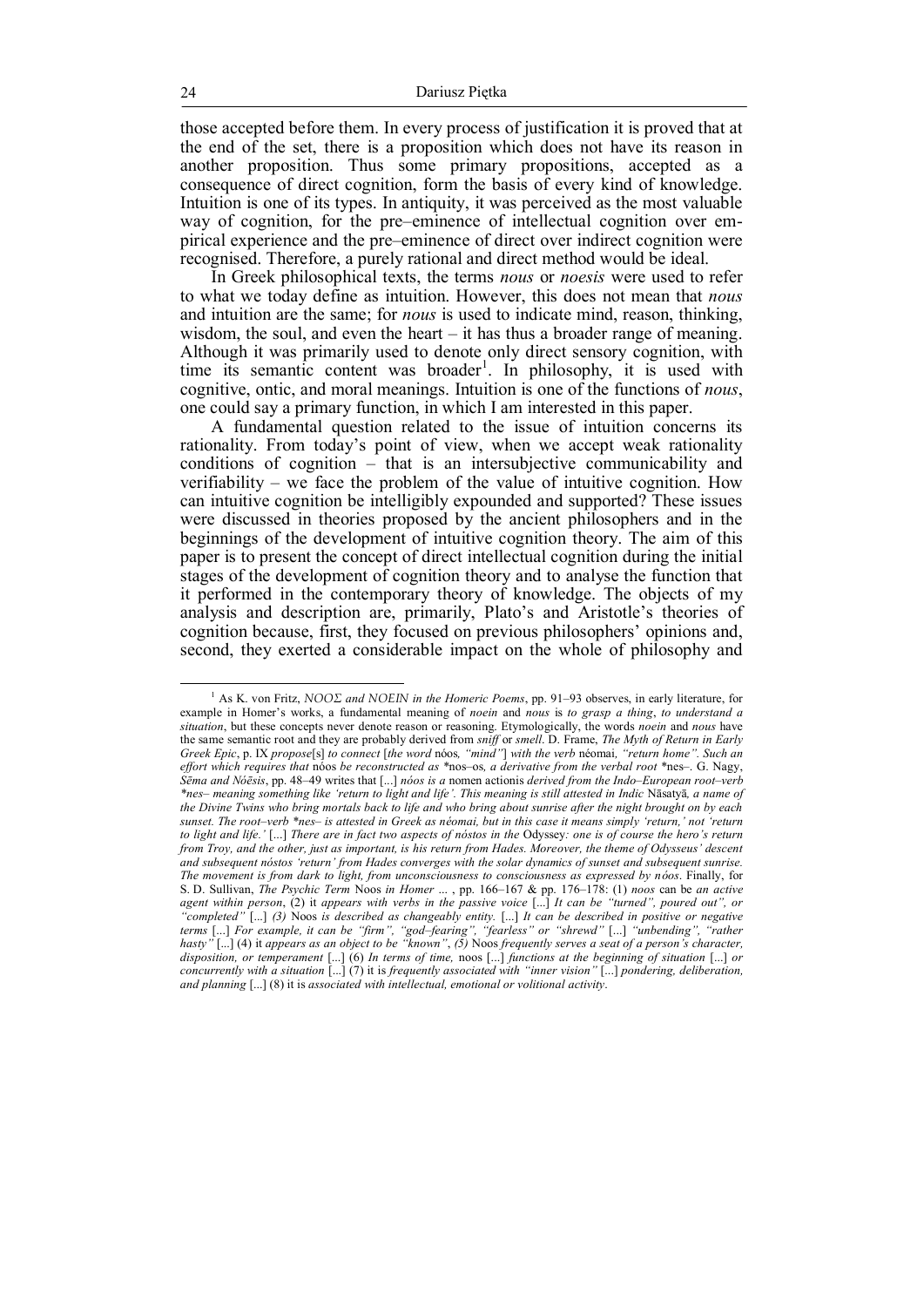those accepted before them. In every process of justification it is proved that at the end of the set, there is a proposition which does not have its reason in another proposition. Thus some primary propositions, accepted as a consequence of direct cognition, form the basis of every kind of knowledge. Intuition is one of its types. In antiquity, it was perceived as the most valuable way of cognition, for the pre–eminence of intellectual cognition over empirical experience and the pre–eminence of direct over indirect cognition were recognised. Therefore, a purely rational and direct method would be ideal.

In Greek philosophical texts, the terms *nous* or *noesis* were used to refer to what we today define as intuition. However, this does not mean that *nous* and intuition are the same; for *nous* is used to indicate mind, reason, thinking, wisdom, the soul, and even the heart – it has thus a broader range of meaning. Although it was primarily used to denote only direct sensory cognition, with time its semantic content was broader[1]. In philosophy, it is used with cognitive, ontic, and moral meanings. Intuition is one of the functions of *nous*, one could say a primary function, in which I am interested in this paper.

A fundamental question related to the issue of intuition concerns its rationality. From today's point of view, when we accept weak rationality conditions of cognition – that is an intersubjective communicability and verifiability – we face the problem of the value of intuitive cognition. How can intuitive cognition be intelligibly expounded and supported? These issues were discussed in theories proposed by the ancient philosophers and in the beginnings of the development of intuitive cognition theory. The aim of this paper is to present the concept of direct intellectual cognition during the initial stages of the development of cognition theory and to analyse the function that it performed in the contemporary theory of knowledge. The objects of my analysis and description are, primarily, Plato's and Aristotle's theories of cognition because, first, they focused on previous philosophers' opinions and, second, they exerted a considerable impact on the whole of philosophy and

---

[1] As K. von Fritz, *ΝΟΟΣ and ΝΟΕΙΝ in the Homeric Poems*, pp. 91–93 observes, in early literature, for example in Homer's works, a fundamental meaning of *noein* and *nous* is *to grasp a thing*, *to understand a situation*, but these concepts never denote reason or reasoning. Etymologically, the words *noein* and *nous* have the same semantic root and they are probably derived from *sniff* or *smell*. D. Frame, *The Myth of Return in Early Greek Epic*, p. IX *propose*[s] *to connect* [*the word* nóos*, "mind"*] *with the verb* néomai*, "return home". Such an effort which requires that* nóos *be reconstructed as* \*nos–os*, a derivative from the verbal root* \*nes–. G. Nagy, *Sēma and Nóēsis*, pp. 48–49 writes that [...] *nóos is a* nomen actionis *derived from the Indo–European root–verb \*nes– meaning something like 'return to light and life'. This meaning is still attested in Indic* Nāsatyā*, a name of the Divine Twins who bring mortals back to life and who bring about sunrise after the night brought on by each sunset. The root–verb \*nes– is attested in Greek as néomai, but in this case it means simply 'return,' not 'return to light and life.'* [...] *There are in fact two aspects of nóstos in the* Odyssey*: one is of course the hero's return from Troy, and the other, just as important, is his return from Hades. Moreover, the theme of Odysseus' descent and subsequent nóstos 'return' from Hades converges with the solar dynamics of sunset and subsequent sunrise. The movement is from dark to light, from unconsciousness to consciousness as expressed by nóos*. Finally, for S. D. Sullivan, *The Psychic Term* Noos *in Homer ...* , pp. 166–167 & pp. 176–178: (1) *noos* can be *an active agent within person*, (2) it *appears with verbs in the passive voice* [...] *It can be "turned", poured out", or "completed"* [...] *(3)* Noos *is described as changeably entity.* [...] *It can be described in positive or negative terms* [...] *For example, it can be "firm", "god–fearing", "fearless" or "shrewd"* [...] *"unbending", "rather hasty"* [...] (4) it *appears as an object to be "known"*, *(5)* Noos *frequently serves a seat of a person's character, disposition, or temperament* [...] (6) *In terms of time,* noos [...] *functions at the beginning of situation* [...] *or concurrently with a situation* [...] (7) it is *frequently associated with "inner vision"* [...] *pondering, deliberation, and planning* [...] (8) it is *associated with intellectual, emotional or volitional activity*.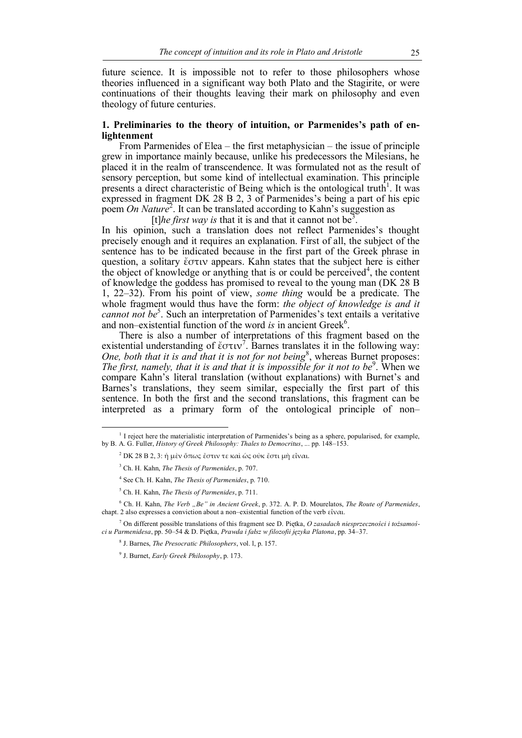future science. It is impossible not to refer to those philosophers whose theories influenced in a significant way both Plato and the Stagirite, or were continuations of their thoughts leaving their mark on philosophy and even theology of future centuries.

## 1. Preliminaries to the theory of intuition, or Parmenides's path of enlightenment

From Parmenides of Elea – the first metaphysician – the issue of principle grew in importance mainly because, unlike his predecessors the Milesians, he placed it in the realm of transcendence. It was formulated not as the result of sensory perception, but some kind of intellectual examination. This principle presents a direct characteristic of Being which is the ontological truth[1]. It was expressed in fragment DK 28 B 2, 3 of Parmenides's being a part of his epic poem *On Nature*[2]. It can be translated according to Kahn's suggestion as

[t]*he first way is* that it is and that it cannot not be[3].

In his opinion, such a translation does not reflect Parmenides's thought precisely enough and it requires an explanation. First of all, the subject of the sentence has to be indicated because in the first part of the Greek phrase in question, a solitary ἔστιν appears. Kahn states that the subject here is either the object of knowledge or anything that is or could be perceived[4], the content of knowledge the goddess has promised to reveal to the young man (DK 28 B 1, 22–32). From his point of view, *some thing* would be a predicate. The whole fragment would thus have the form: *the object of knowledge is and it cannot not be*[5]. Such an interpretation of Parmenides's text entails a veritative and non–existential function of the word *is* in ancient Greek[6].

There is also a number of interpretations of this fragment based on the existential understanding of ἔστιν[7]. Barnes translates it in the following way: *One, both that it is and that it is not for not being*[8], whereas Burnet proposes: *The first, namely, that it is and that it is impossible for it not to be*[9]. When we compare Kahn's literal translation (without explanations) with Burnet's and Barnes's translations, they seem similar, especially the first part of this sentence. In both the first and the second translations, this fragment can be interpreted as a primary form of the ontological principle of non–

---

[1] I reject here the materialistic interpretation of Parmenides's being as a sphere, popularised, for example, by B. A. G. Fuller, *History of Greek Philosophy: Thales to Democritus*, ... pp. 148–153.

[2] DK 28 B 2, 3: ἡ μὲν ὅπως ἔστιν τε καὶ ὡς οὐκ ἔστι μὴ εἶναι.

[3] Ch. H. Kahn, *The Thesis of Parmenides*, p. 707.

[4] See Ch. H. Kahn, *The Thesis of Parmenides*, p. 710.

[5] Ch. H. Kahn, *The Thesis of Parmenides*, p. 711.

[6] Ch. H. Kahn, *The Verb „Be" in Ancient Greek*, p. 372. A. P. D. Mourelatos, *The Route of Parmenides*, chapt. 2 also expresses a conviction about a non–existential function of the verb εἶναι.

[7] On different possible translations of this fragment see D. Piętka, *O zasadach niesprzeczności i tożsamości u Parmenidesa*, pp. 50–54 & D. Piętka, *Prawda i fałsz w filozofii języka Platona*, pp. 34–37.

[8] J. Barnes, *The Presocratic Philosophers*, vol. l, p. 157.

[9] J. Burnet, *Early Greek Philosophy*, p. 173.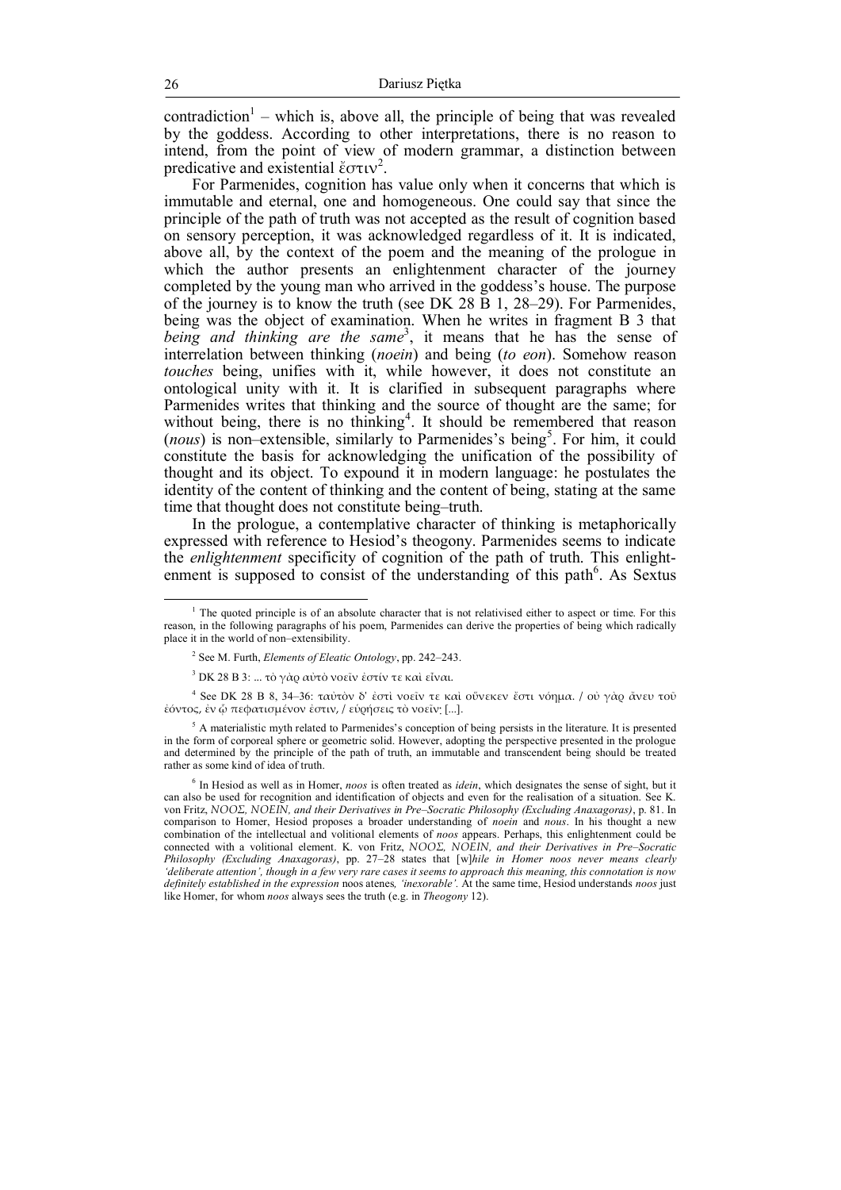contradiction[1] – which is, above all, the principle of being that was revealed by the goddess. According to other interpretations, there is no reason to intend, from the point of view of modern grammar, a distinction between predicative and existential ἔστιν[2].

For Parmenides, cognition has value only when it concerns that which is immutable and eternal, one and homogeneous. One could say that since the principle of the path of truth was not accepted as the result of cognition based on sensory perception, it was acknowledged regardless of it. It is indicated, above all, by the context of the poem and the meaning of the prologue in which the author presents an enlightenment character of the journey completed by the young man who arrived in the goddess's house. The purpose of the journey is to know the truth (see DK 28 B 1, 28–29). For Parmenides, being was the object of examination. When he writes in fragment B 3 that *being and thinking are the same*[3], it means that he has the sense of interrelation between thinking (*noein*) and being (*to eon*). Somehow reason *touches* being, unifies with it, while however, it does not constitute an ontological unity with it. It is clarified in subsequent paragraphs where Parmenides writes that thinking and the source of thought are the same; for without being, there is no thinking[4]. It should be remembered that reason (*nous*) is non–extensible, similarly to Parmenides's being[5]. For him, it could constitute the basis for acknowledging the unification of the possibility of thought and its object. To expound it in modern language: he postulates the identity of the content of thinking and the content of being, stating at the same time that thought does not constitute being–truth.

In the prologue, a contemplative character of thinking is metaphorically expressed with reference to Hesiod's theogony. Parmenides seems to indicate the *enlightenment* specificity of cognition of the path of truth. This enlightenment is supposed to consist of the understanding of this path[6]. As Sextus

---

[1] The quoted principle is of an absolute character that is not relativised either to aspect or time. For this reason, in the following paragraphs of his poem, Parmenides can derive the properties of being which radically place it in the world of non–extensibility.

[2] See M. Furth, *Elements of Eleatic Ontology*, pp. 242–243.

[3] DK 28 B 3: ... τὸ γὰρ αὐτὸ νοεῖν ἐστίν τε καὶ εἶναι.

[4] See DK 28 B 8, 34–36: ταὐτὸν δ' ἐστὶ νοεῖν τε καὶ οὕνεκεν ἔστι νόημα. / οὐ γὰρ ἄνευ τοῦ ἐόντος, ἐν ᾧ πεφατισμένον ἐστιν, / εὑρήσεις τὸ νοεῖν· [...].

[5] A materialistic myth related to Parmenides's conception of being persists in the literature. It is presented in the form of corporeal sphere or geometric solid. However, adopting the perspective presented in the prologue and determined by the principle of the path of truth, an immutable and transcendent being should be treated rather as some kind of idea of truth.

[6] In Hesiod as well as in Homer, *noos* is often treated as *idein*, which designates the sense of sight, but it can also be used for recognition and identification of objects and even for the realisation of a situation. See K. von Fritz, *ΝΟΟΣ, ΝΟΕΙΝ, and their Derivatives in Pre–Socratic Philosophy (Excluding Anaxagoras)*, p. 81. In comparison to Homer, Hesiod proposes a broader understanding of *noein* and *nous*. In his thought a new combination of the intellectual and volitional elements of *noos* appears. Perhaps, this enlightenment could be connected with a volitional element. K. von Fritz, *ΝΟΟΣ, ΝΟΕΙΝ, and their Derivatives in Pre–Socratic Philosophy (Excluding Anaxagoras)*, pp. 27–28 states that [w]*hile in Homer noos never means clearly 'deliberate attention', though in a few very rare cases it seems to approach this meaning, this connotation is now definitely established in the expression* noos atenes*, 'inexorable'*. At the same time, Hesiod understands *noos* just like Homer, for whom *noos* always sees the truth (e.g. in *Theogony* 12).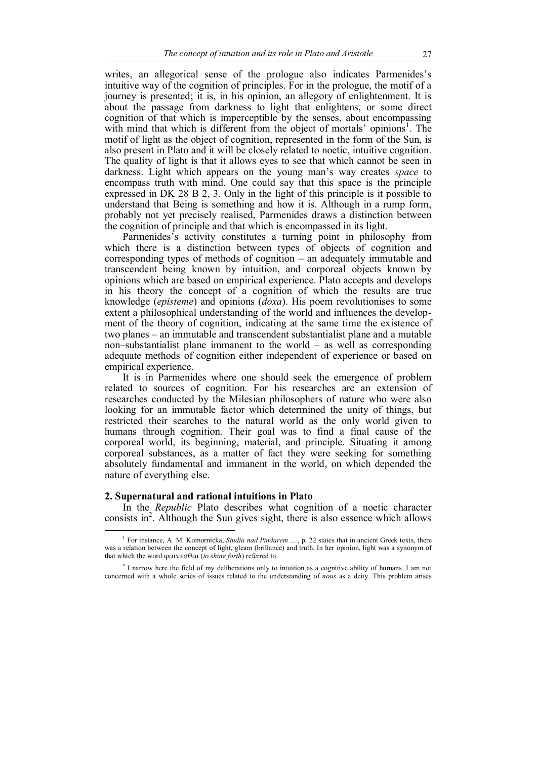writes, an allegorical sense of the prologue also indicates Parmenides's intuitive way of the cognition of principles. For in the prologue, the motif of a journey is presented; it is, in his opinion, an allegory of enlightenment. It is about the passage from darkness to light that enlightens, or some direct cognition of that which is imperceptible by the senses, about encompassing with mind that which is different from the object of mortals' opinions[1]. The motif of light as the object of cognition, represented in the form of the Sun, is also present in Plato and it will be closely related to noetic, intuitive cognition. The quality of light is that it allows eyes to see that which cannot be seen in darkness. Light which appears on the young man's way creates *space* to encompass truth with mind. One could say that this space is the principle expressed in DK 28 B 2, 3. Only in the light of this principle is it possible to understand that Being is something and how it is. Although in a rump form, probably not yet precisely realised, Parmenides draws a distinction between the cognition of principle and that which is encompassed in its light.

Parmenides's activity constitutes a turning point in philosophy from which there is a distinction between types of objects of cognition and corresponding types of methods of cognition – an adequately immutable and transcendent being known by intuition, and corporeal objects known by opinions which are based on empirical experience. Plato accepts and develops in his theory the concept of a cognition of which the results are true knowledge (*episteme*) and opinions (*doxa*). His poem revolutionises to some extent a philosophical understanding of the world and influences the development of the theory of cognition, indicating at the same time the existence of two planes – an immutable and transcendent substantialist plane and a mutable non–substantialist plane immanent to the world – as well as corresponding adequate methods of cognition either independent of experience or based on empirical experience.

It is in Parmenides where one should seek the emergence of problem related to sources of cognition. For his researches are an extension of researches conducted by the Milesian philosophers of nature who were also looking for an immutable factor which determined the unity of things, but restricted their searches to the natural world as the only world given to humans through cognition. Their goal was to find a final cause of the corporeal world, its beginning, material, and principle. Situating it among corporeal substances, as a matter of fact they were seeking for something absolutely fundamental and immanent in the world, on which depended the nature of everything else.

## 2. Supernatural and rational intuitions in Plato

In the *Republic* Plato describes what cognition of a noetic character consists in[2]. Although the Sun gives sight, there is also essence which allows

[1] For instance, A. M. Komornicka, *Studia nad Pindarem ...* , p. 22 states that in ancient Greek texts, there was a relation between the concept of light, gleam (brillance) and truth. In her opinion, light was a synonym of that which the word φαίνεσθαι (*to shine forth*) referred to.

[2] I narrow here the field of my deliberations only to intuition as a cognitive ability of humans. I am not concerned with a whole series of issues related to the understanding of *nous* as a deity. This problem arises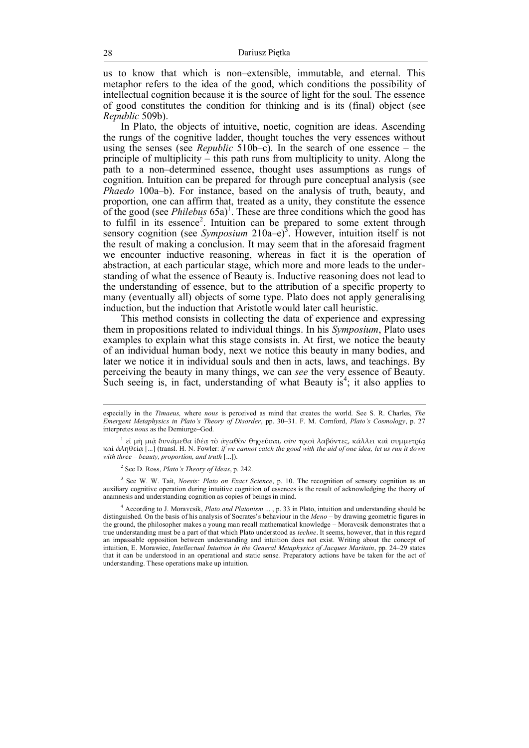us to know that which is non–extensible, immutable, and eternal. This metaphor refers to the idea of the good, which conditions the possibility of intellectual cognition because it is the source of light for the soul. The essence of good constitutes the condition for thinking and is its (final) object (see *Republic* 509b).

In Plato, the objects of intuitive, noetic, cognition are ideas. Ascending the rungs of the cognitive ladder, thought touches the very essences without using the senses (see *Republic* 510b–c). In the search of one essence – the principle of multiplicity – this path runs from multiplicity to unity. Along the path to a non–determined essence, thought uses assumptions as rungs of cognition. Intuition can be prepared for through pure conceptual analysis (see *Phaedo* 100a–b). For instance, based on the analysis of truth, beauty, and proportion, one can affirm that, treated as a unity, they constitute the essence of the good (see *Philebus* 65a)[1]. These are three conditions which the good has to fulfil in its essence[2]. Intuition can be prepared to some extent through sensory cognition (see *Symposium* 210a–e)[3]. However, intuition itself is not the result of making a conclusion. It may seem that in the aforesaid fragment we encounter inductive reasoning, whereas in fact it is the operation of abstraction, at each particular stage, which more and more leads to the understanding of what the essence of Beauty is. Inductive reasoning does not lead to the understanding of essence, but to the attribution of a specific property to many (eventually all) objects of some type. Plato does not apply generalising induction, but the induction that Aristotle would later call heuristic.

This method consists in collecting the data of experience and expressing them in propositions related to individual things. In his *Symposium*, Plato uses examples to explain what this stage consists in. At first, we notice the beauty of an individual human body, next we notice this beauty in many bodies, and later we notice it in individual souls and then in acts, laws, and teachings. By perceiving the beauty in many things, we can *see* the very essence of Beauty. Such seeing is, in fact, understanding of what Beauty is[4]; it also applies to

---

especially in the *Timaeus,* where *nous* is perceived as mind that creates the world. See S. R. Charles, *The Emergent Metaphysics in Plato's Theory of Disorder*, pp. 30–31. F. M. Cornford, *Plato's Cosmology*, p. 27 interpretes *nous* as the Demiurge–God.

[1] εἰ μὴ μιᾷ δυνάμεθα ἰδέᾳ τὸ ἀγαθὸν θηρεῦσαι, σὺν τρισὶ λαβόντες, κάλλει καὶ συμμετρίᾳ καὶ ἀληθείᾳ [...] (transl. H. N. Fowler: *if we cannot catch the good with the aid of one idea, let us run it down with three – beauty, proportion, and truth* [...]).

[2] See D. Ross, *Plato's Theory of Ideas*, p. 242.

[3] See W. W. Tait, *Noesis: Plato on Exact Science*, p. 10. The recognition of sensory cognition as an auxiliary cognitive operation during intuitive cognition of essences is the result of acknowledging the theory of anamnesis and understanding cognition as copies of beings in mind.

[4] According to J. Moravcsik, *Plato and Platonism ...* , p. 33 in Plato, intuition and understanding should be distinguished. On the basis of his analysis of Socrates's behaviour in the *Meno* – by drawing geometric figures in the ground, the philosopher makes a young man recall mathematical knowledge – Moravcsik demonstrates that a true understanding must be a part of that which Plato understood as *techne*. It seems, however, that in this regard an impassable opposition between understanding and intuition does not exist. Writing about the concept of intuition, E. Morawiec, *Intellectual Intuition in the General Metaphysics of Jacques Maritain*, pp. 24–29 states that it can be understood in an operational and static sense. Preparatory actions have be taken for the act of understanding. These operations make up intuition.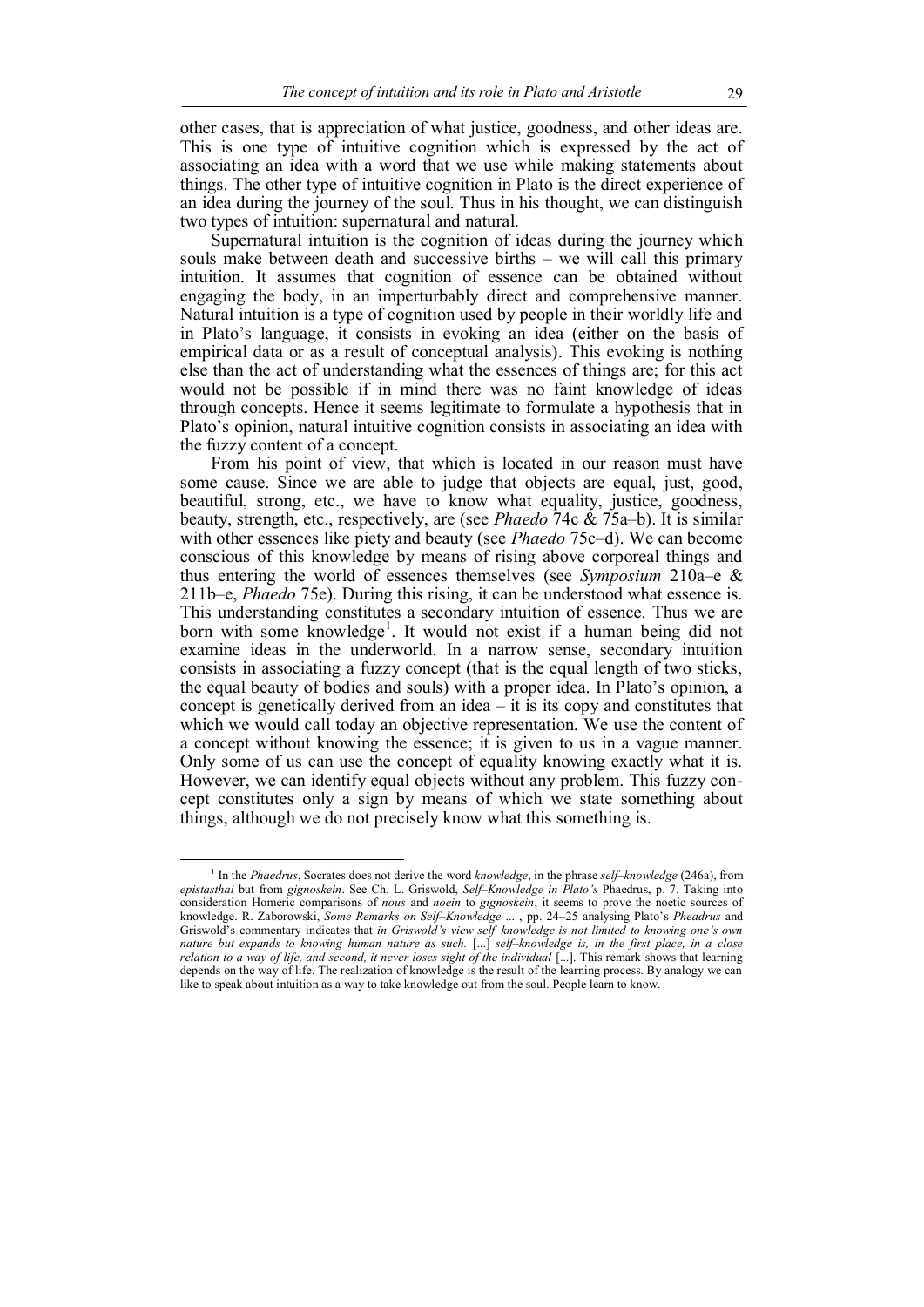other cases, that is appreciation of what justice, goodness, and other ideas are. This is one type of intuitive cognition which is expressed by the act of associating an idea with a word that we use while making statements about things. The other type of intuitive cognition in Plato is the direct experience of an idea during the journey of the soul. Thus in his thought, we can distinguish two types of intuition: supernatural and natural.

Supernatural intuition is the cognition of ideas during the journey which souls make between death and successive births – we will call this primary intuition. It assumes that cognition of essence can be obtained without engaging the body, in an imperturbably direct and comprehensive manner. Natural intuition is a type of cognition used by people in their worldly life and in Plato's language, it consists in evoking an idea (either on the basis of empirical data or as a result of conceptual analysis). This evoking is nothing else than the act of understanding what the essences of things are; for this act would not be possible if in mind there was no faint knowledge of ideas through concepts. Hence it seems legitimate to formulate a hypothesis that in Plato's opinion, natural intuitive cognition consists in associating an idea with the fuzzy content of a concept.

From his point of view, that which is located in our reason must have some cause. Since we are able to judge that objects are equal, just, good, beautiful, strong, etc., we have to know what equality, justice, goodness, beauty, strength, etc., respectively, are (see *Phaedo* 74c & 75a–b). It is similar with other essences like piety and beauty (see *Phaedo* 75c–d). We can become conscious of this knowledge by means of rising above corporeal things and thus entering the world of essences themselves (see *Symposium* 210a–e & 211b–e, *Phaedo* 75e). During this rising, it can be understood what essence is. This understanding constitutes a secondary intuition of essence. Thus we are born with some knowledge[1]. It would not exist if a human being did not examine ideas in the underworld. In a narrow sense, secondary intuition consists in associating a fuzzy concept (that is the equal length of two sticks, the equal beauty of bodies and souls) with a proper idea. In Plato's opinion, a concept is genetically derived from an idea – it is its copy and constitutes that which we would call today an objective representation. We use the content of a concept without knowing the essence; it is given to us in a vague manner. Only some of us can use the concept of equality knowing exactly what it is. However, we can identify equal objects without any problem. This fuzzy concept constitutes only a sign by means of which we state something about things, although we do not precisely know what this something is.

---

[1] In the *Phaedrus*, Socrates does not derive the word *knowledge*, in the phrase *self–knowledge* (246a), from *epistasthai* but from *gignoskein*. See Ch. L. Griswold, *Self–Knowledge in Plato's* Phaedrus, p. 7. Taking into consideration Homeric comparisons of *nous* and *noein* to *gignoskein*, it seems to prove the noetic sources of knowledge. R. Zaborowski, *Some Remarks on Self–Knowledge ...* , pp. 24–25 analysing Plato's *Pheadrus* and Griswold's commentary indicates that *in Griswold's view self–knowledge is not limited to knowing one's own nature but expands to knowing human nature as such.* [...] *self–knowledge is, in the first place, in a close relation to a way of life, and second, it never loses sight of the individual* [...]. This remark shows that learning depends on the way of life. The realization of knowledge is the result of the learning process. By analogy we can like to speak about intuition as a way to take knowledge out from the soul. People learn to know.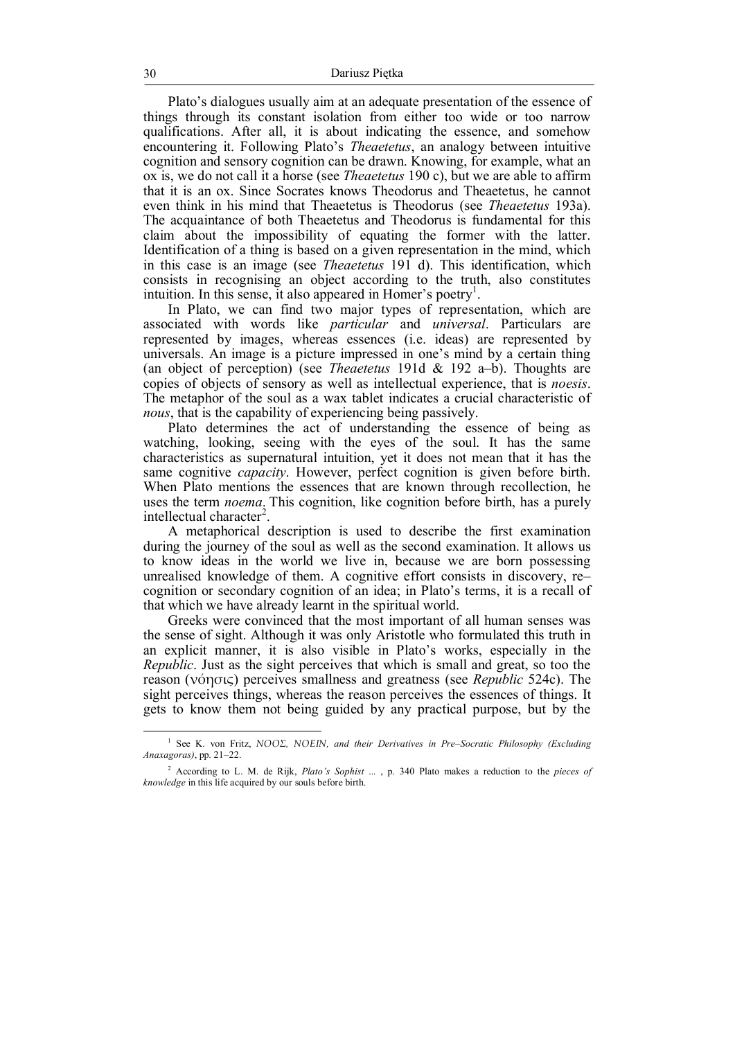Plato's dialogues usually aim at an adequate presentation of the essence of things through its constant isolation from either too wide or too narrow qualifications. After all, it is about indicating the essence, and somehow encountering it. Following Plato's *Theaetetus*, an analogy between intuitive cognition and sensory cognition can be drawn. Knowing, for example, what an ox is, we do not call it a horse (see *Theaetetus* 190 c), but we are able to affirm that it is an ox. Since Socrates knows Theodorus and Theaetetus, he cannot even think in his mind that Theaetetus is Theodorus (see *Theaetetus* 193a). The acquaintance of both Theaetetus and Theodorus is fundamental for this claim about the impossibility of equating the former with the latter. Identification of a thing is based on a given representation in the mind, which in this case is an image (see *Theaetetus* 191 d). This identification, which consists in recognising an object according to the truth, also constitutes intuition. In this sense, it also appeared in Homer's poetry[1].

In Plato, we can find two major types of representation, which are associated with words like *particular* and *universal*. Particulars are represented by images, whereas essences (i.e. ideas) are represented by universals. An image is a picture impressed in one's mind by a certain thing (an object of perception) (see *Theaetetus* 191d & 192 a–b). Thoughts are copies of objects of sensory as well as intellectual experience, that is *noesis*. The metaphor of the soul as a wax tablet indicates a crucial characteristic of *nous*, that is the capability of experiencing being passively.

Plato determines the act of understanding the essence of being as watching, looking, seeing with the eyes of the soul. It has the same characteristics as supernatural intuition, yet it does not mean that it has the same cognitive *capacity*. However, perfect cognition is given before birth. When Plato mentions the essences that are known through recollection, he uses the term *noema*. This cognition, like cognition before birth, has a purely intellectual character[2].

A metaphorical description is used to describe the first examination during the journey of the soul as well as the second examination. It allows us to know ideas in the world we live in, because we are born possessing unrealised knowledge of them. A cognitive effort consists in discovery, re–cognition or secondary cognition of an idea; in Plato's terms, it is a recall of that which we have already learnt in the spiritual world.

Greeks were convinced that the most important of all human senses was the sense of sight. Although it was only Aristotle who formulated this truth in an explicit manner, it is also visible in Plato's works, especially in the *Republic*. Just as the sight perceives that which is small and great, so too the reason (νόησις) perceives smallness and greatness (see *Republic* 524c). The sight perceives things, whereas the reason perceives the essences of things. It gets to know them not being guided by any practical purpose, but by the

---

[1] See K. von Fritz, *ΝΟΟΣ, ΝΟΕΙΝ, and their Derivatives in Pre–Socratic Philosophy (Excluding Anaxagoras)*, pp. 21–22.

[2] According to L. M. de Rijk, *Plato's Sophist* ... , p. 340 Plato makes a reduction to the *pieces of knowledge* in this life acquired by our souls before birth.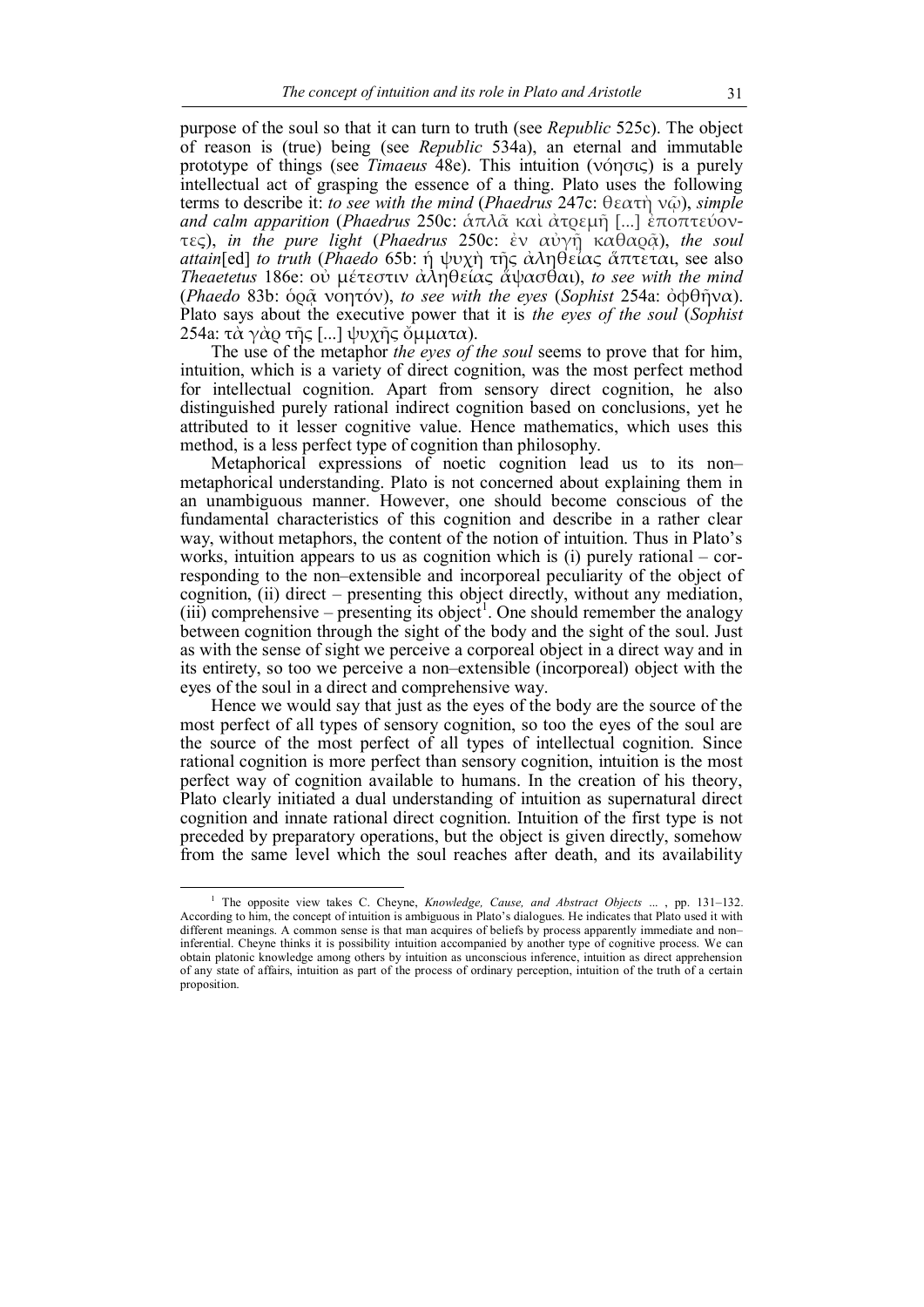purpose of the soul so that it can turn to truth (see *Republic* 525c). The object of reason is (true) being (see *Republic* 534a), an eternal and immutable prototype of things (see *Timaeus* 48e). This intuition (νόησις) is a purely intellectual act of grasping the essence of a thing. Plato uses the following terms to describe it: *to see with the mind* (*Phaedrus* 247c: θεατὴ νῷ), *simple and calm apparition* (*Phaedrus* 250c: ἁπλᾶ καὶ ἀτρεμῆ [...] ἐποπτεύοντες), *in the pure light* (*Phaedrus* 250c: ἐν αὐγῇ καθαρᾷ), *the soul attain*[ed] *to truth* (*Phaedo* 65b: ἡ ψυχὴ τῆς ἀληθείας ἅπτεται, see also *Theaetetus* 186e: οὐ μέτεστιν ἀληθείας ἅψασθαι), *to see with the mind* (*Phaedo* 83b: ὁρᾷ νοητόν), *to see with the eyes* (*Sophist* 254a: ὀφθῆνα). Plato says about the executive power that it is *the eyes of the soul* (*Sophist* 254a: τὰ γὰρ τῆς [...] ψυχῆς ὄμματα).

The use of the metaphor *the eyes of the soul* seems to prove that for him, intuition, which is a variety of direct cognition, was the most perfect method for intellectual cognition. Apart from sensory direct cognition, he also distinguished purely rational indirect cognition based on conclusions, yet he attributed to it lesser cognitive value. Hence mathematics, which uses this method, is a less perfect type of cognition than philosophy.

Metaphorical expressions of noetic cognition lead us to its non–metaphorical understanding. Plato is not concerned about explaining them in an unambiguous manner. However, one should become conscious of the fundamental characteristics of this cognition and describe in a rather clear way, without metaphors, the content of the notion of intuition. Thus in Plato's works, intuition appears to us as cognition which is (i) purely rational – corresponding to the non–extensible and incorporeal peculiarity of the object of cognition, (ii) direct – presenting this object directly, without any mediation, (iii) comprehensive – presenting its object[1]. One should remember the analogy between cognition through the sight of the body and the sight of the soul. Just as with the sense of sight we perceive a corporeal object in a direct way and in its entirety, so too we perceive a non–extensible (incorporeal) object with the eyes of the soul in a direct and comprehensive way.

Hence we would say that just as the eyes of the body are the source of the most perfect of all types of sensory cognition, so too the eyes of the soul are the source of the most perfect of all types of intellectual cognition. Since rational cognition is more perfect than sensory cognition, intuition is the most perfect way of cognition available to humans. In the creation of his theory, Plato clearly initiated a dual understanding of intuition as supernatural direct cognition and innate rational direct cognition. Intuition of the first type is not preceded by preparatory operations, but the object is given directly, somehow from the same level which the soul reaches after death, and its availability

[1] The opposite view takes C. Cheyne, *Knowledge, Cause, and Abstract Objects ...* , pp. 131–132. According to him, the concept of intuition is ambiguous in Plato's dialogues. He indicates that Plato used it with different meanings. A common sense is that man acquires of beliefs by process apparently immediate and non–inferential. Cheyne thinks it is possibility intuition accompanied by another type of cognitive process. We can obtain platonic knowledge among others by intuition as unconscious inference, intuition as direct apprehension of any state of affairs, intuition as part of the process of ordinary perception, intuition of the truth of a certain proposition.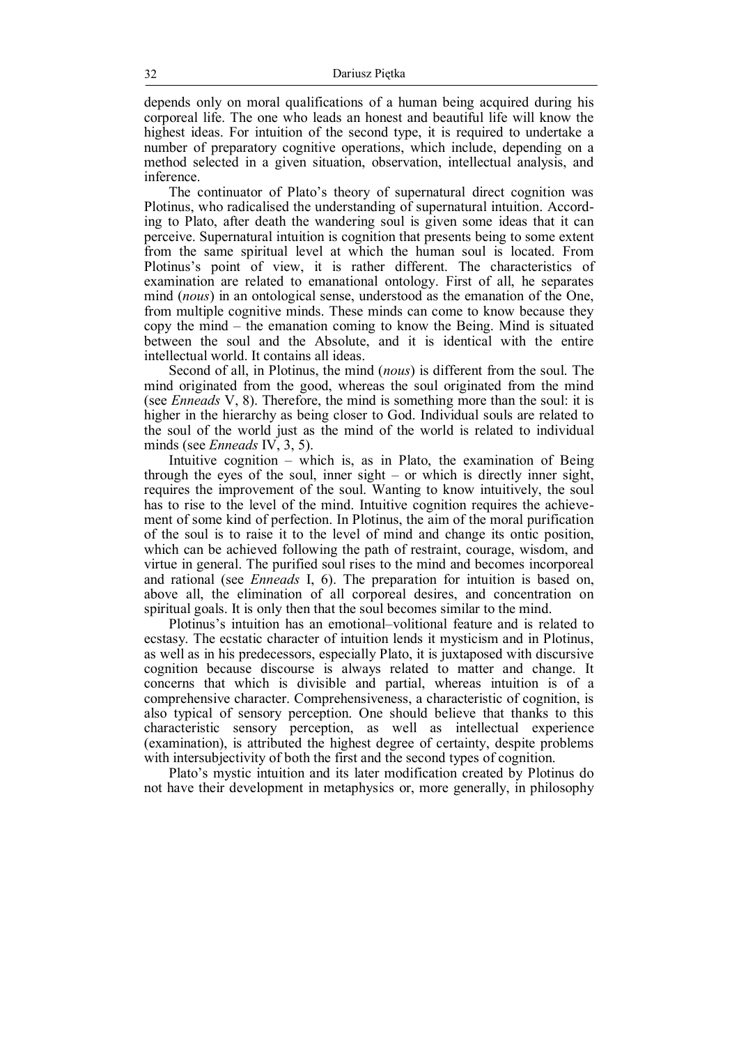depends only on moral qualifications of a human being acquired during his corporeal life. The one who leads an honest and beautiful life will know the highest ideas. For intuition of the second type, it is required to undertake a number of preparatory cognitive operations, which include, depending on a method selected in a given situation, observation, intellectual analysis, and inference.

The continuator of Plato's theory of supernatural direct cognition was Plotinus, who radicalised the understanding of supernatural intuition. According to Plato, after death the wandering soul is given some ideas that it can perceive. Supernatural intuition is cognition that presents being to some extent from the same spiritual level at which the human soul is located. From Plotinus's point of view, it is rather different. The characteristics of examination are related to emanational ontology. First of all, he separates mind (*nous*) in an ontological sense, understood as the emanation of the One, from multiple cognitive minds. These minds can come to know because they copy the mind – the emanation coming to know the Being. Mind is situated between the soul and the Absolute, and it is identical with the entire intellectual world. It contains all ideas.

Second of all, in Plotinus, the mind (*nous*) is different from the soul. The mind originated from the good, whereas the soul originated from the mind (see *Enneads* V, 8). Therefore, the mind is something more than the soul: it is higher in the hierarchy as being closer to God. Individual souls are related to the soul of the world just as the mind of the world is related to individual minds (see *Enneads* IV, 3, 5).

Intuitive cognition – which is, as in Plato, the examination of Being through the eyes of the soul, inner sight – or which is directly inner sight, requires the improvement of the soul. Wanting to know intuitively, the soul has to rise to the level of the mind. Intuitive cognition requires the achievement of some kind of perfection. In Plotinus, the aim of the moral purification of the soul is to raise it to the level of mind and change its ontic position, which can be achieved following the path of restraint, courage, wisdom, and virtue in general. The purified soul rises to the mind and becomes incorporeal and rational (see *Enneads* I, 6). The preparation for intuition is based on, above all, the elimination of all corporeal desires, and concentration on spiritual goals. It is only then that the soul becomes similar to the mind.

Plotinus's intuition has an emotional–volitional feature and is related to ecstasy. The ecstatic character of intuition lends it mysticism and in Plotinus, as well as in his predecessors, especially Plato, it is juxtaposed with discursive cognition because discourse is always related to matter and change. It concerns that which is divisible and partial, whereas intuition is of a comprehensive character. Comprehensiveness, a characteristic of cognition, is also typical of sensory perception. One should believe that thanks to this characteristic sensory perception, as well as intellectual experience (examination), is attributed the highest degree of certainty, despite problems with intersubjectivity of both the first and the second types of cognition.

Plato's mystic intuition and its later modification created by Plotinus do not have their development in metaphysics or, more generally, in philosophy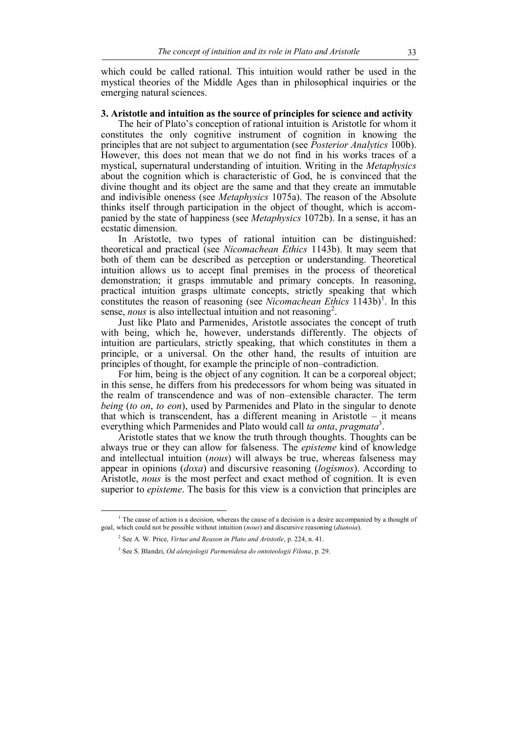which could be called rational. This intuition would rather be used in the mystical theories of the Middle Ages than in philosophical inquiries or the emerging natural sciences.

## 3. Aristotle and intuition as the source of principles for science and activity

The heir of Plato's conception of rational intuition is Aristotle for whom it constitutes the only cognitive instrument of cognition in knowing the principles that are not subject to argumentation (see *Posterior Analytics* 100b). However, this does not mean that we do not find in his works traces of a mystical, supernatural understanding of intuition. Writing in the *Metaphysics* about the cognition which is characteristic of God, he is convinced that the divine thought and its object are the same and that they create an immutable and indivisible oneness (see *Metaphysics* 1075a). The reason of the Absolute thinks itself through participation in the object of thought, which is accompanied by the state of happiness (see *Metaphysics* 1072b). In a sense, it has an ecstatic dimension.

In Aristotle, two types of rational intuition can be distinguished: theoretical and practical (see *Nicomachean Ethics* 1143b). It may seem that both of them can be described as perception or understanding. Theoretical intuition allows us to accept final premises in the process of theoretical demonstration; it grasps immutable and primary concepts. In reasoning, practical intuition grasps ultimate concepts, strictly speaking that which constitutes the reason of reasoning (see *Nicomachean Ethics* 1143b)[1]. In this sense, *nous* is also intellectual intuition and not reasoning[2].

Just like Plato and Parmenides, Aristotle associates the concept of truth with being, which he, however, understands differently. The objects of intuition are particulars, strictly speaking, that which constitutes in them a principle, or a universal. On the other hand, the results of intuition are principles of thought, for example the principle of non–contradiction.

For him, being is the object of any cognition. It can be a corporeal object; in this sense, he differs from his predecessors for whom being was situated in the realm of transcendence and was of non–extensible character. The term *being* (*to on*, *to eon*), used by Parmenides and Plato in the singular to denote that which is transcendent, has a different meaning in Aristotle – it means everything which Parmenides and Plato would call *ta onta*, *pragmata*[3].

Aristotle states that we know the truth through thoughts. Thoughts can be always true or they can allow for falseness. The *episteme* kind of knowledge and intellectual intuition (*nous*) will always be true, whereas falseness may appear in opinions (*doxa*) and discursive reasoning (*logismos*). According to Aristotle, *nous* is the most perfect and exact method of cognition. It is even superior to *episteme*. The basis for this view is a conviction that principles are

---

[1] The cause of action is a decision, whereas the cause of a decision is a desire accompanied by a thought of goal, which could not be possible without intuition (*nous*) and discursive reasoning (*dianoia*).

[2] See A. W. Price, *Virtue and Reason in Plato and Aristotle*, p. 224, n. 41.

[3] See S. Blandzi, *Od aletejologii Parmenidesa do ontoteologii Filona*, p. 29.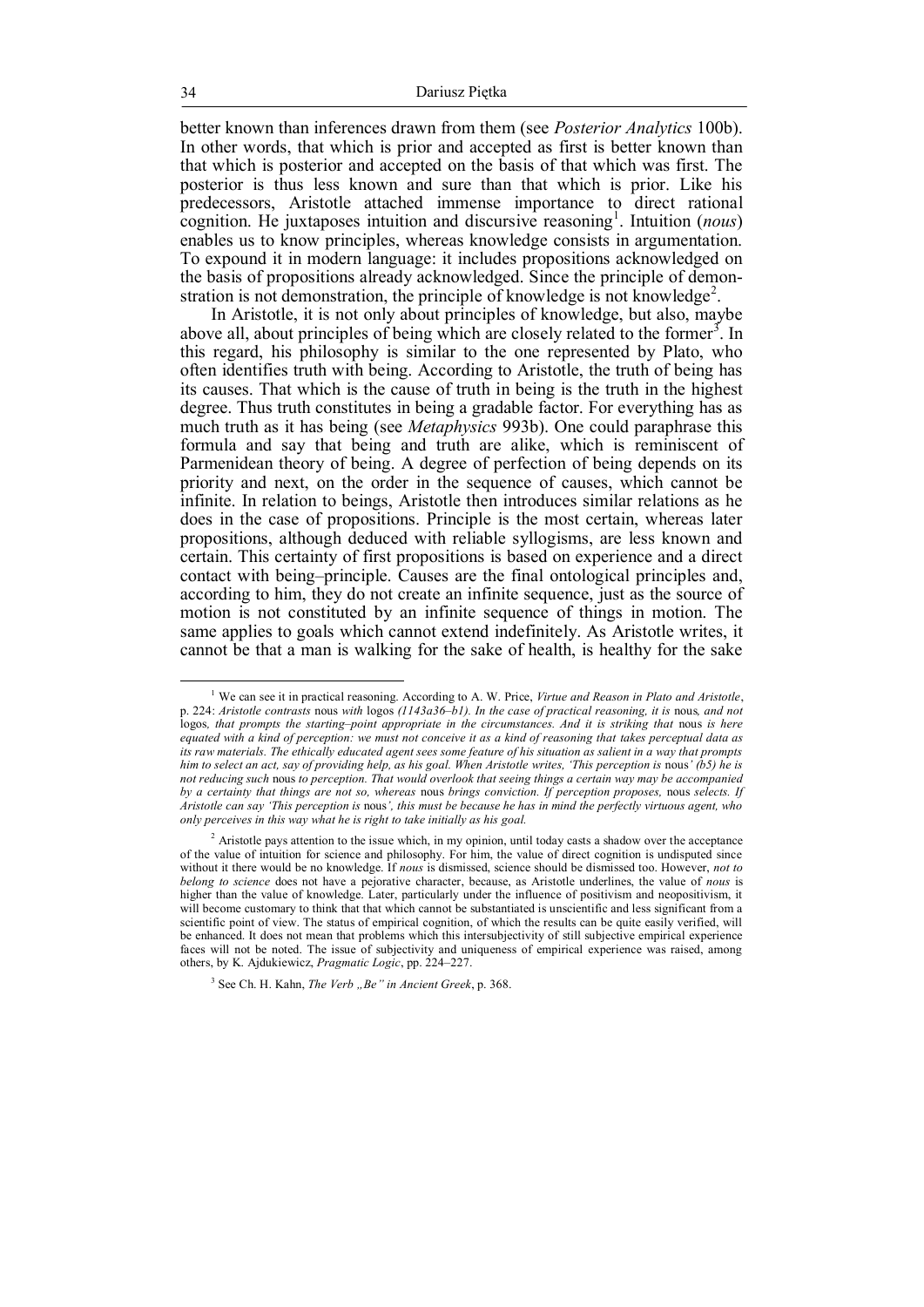better known than inferences drawn from them (see *Posterior Analytics* 100b). In other words, that which is prior and accepted as first is better known than that which is posterior and accepted on the basis of that which was first. The posterior is thus less known and sure than that which is prior. Like his predecessors, Aristotle attached immense importance to direct rational cognition. He juxtaposes intuition and discursive reasoning[1]. Intuition (*nous*) enables us to know principles, whereas knowledge consists in argumentation. To expound it in modern language: it includes propositions acknowledged on the basis of propositions already acknowledged. Since the principle of demonstration is not demonstration, the principle of knowledge is not knowledge[2].

In Aristotle, it is not only about principles of knowledge, but also, maybe above all, about principles of being which are closely related to the former[3]. In this regard, his philosophy is similar to the one represented by Plato, who often identifies truth with being. According to Aristotle, the truth of being has its causes. That which is the cause of truth in being is the truth in the highest degree. Thus truth constitutes in being a gradable factor. For everything has as much truth as it has being (see *Metaphysics* 993b). One could paraphrase this formula and say that being and truth are alike, which is reminiscent of Parmenidean theory of being. A degree of perfection of being depends on its priority and next, on the order in the sequence of causes, which cannot be infinite. In relation to beings, Aristotle then introduces similar relations as he does in the case of propositions. Principle is the most certain, whereas later propositions, although deduced with reliable syllogisms, are less known and certain. This certainty of first propositions is based on experience and a direct contact with being–principle. Causes are the final ontological principles and, according to him, they do not create an infinite sequence, just as the source of motion is not constituted by an infinite sequence of things in motion. The same applies to goals which cannot extend indefinitely. As Aristotle writes, it cannot be that a man is walking for the sake of health, is healthy for the sake

---

[1] We can see it in practical reasoning. According to A. W. Price, *Virtue and Reason in Plato and Aristotle*, p. 224: *Aristotle contrasts* nous *with* logos *(1143a36–b1). In the case of practical reasoning, it is* nous*, and not* logos*, that prompts the starting–point appropriate in the circumstances. And it is striking that* nous *is here equated with a kind of perception: we must not conceive it as a kind of reasoning that takes perceptual data as its raw materials. The ethically educated agent sees some feature of his situation as salient in a way that prompts him to select an act, say of providing help, as his goal. When Aristotle writes, 'This perception is* nous*' (b5) he is not reducing such* nous *to perception. That would overlook that seeing things a certain way may be accompanied by a certainty that things are not so, whereas* nous *brings conviction. If perception proposes,* nous *selects. If Aristotle can say 'This perception is* nous*', this must be because he has in mind the perfectly virtuous agent, who only perceives in this way what he is right to take initially as his goal.*

[2] Aristotle pays attention to the issue which, in my opinion, until today casts a shadow over the acceptance of the value of intuition for science and philosophy. For him, the value of direct cognition is undisputed since without it there would be no knowledge. If *nous* is dismissed, science should be dismissed too. However, *not to belong to science* does not have a pejorative character, because, as Aristotle underlines, the value of *nous* is higher than the value of knowledge. Later, particularly under the influence of positivism and neopositivism, it will become customary to think that that which cannot be substantiated is unscientific and less significant from a scientific point of view. The status of empirical cognition, of which the results can be quite easily verified, will be enhanced. It does not mean that problems which this intersubjectivity of still subjective empirical experience faces will not be noted. The issue of subjectivity and uniqueness of empirical experience was raised, among others, by K. Ajdukiewicz, *Pragmatic Logic*, pp. 224–227.

[3] See Ch. H. Kahn, *The Verb „Be" in Ancient Greek*, p. 368.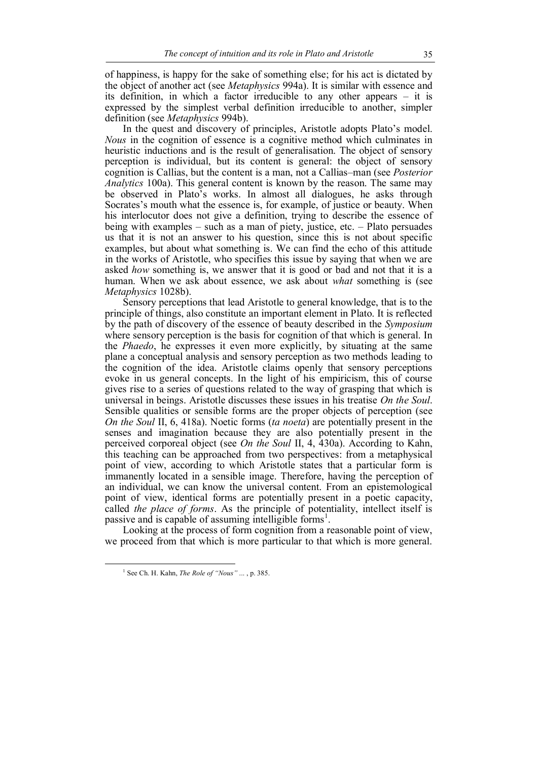of happiness, is happy for the sake of something else; for his act is dictated by the object of another act (see *Metaphysics* 994a). It is similar with essence and its definition, in which a factor irreducible to any other appears – it is expressed by the simplest verbal definition irreducible to another, simpler definition (see *Metaphysics* 994b).

In the quest and discovery of principles, Aristotle adopts Plato's model. *Nous* in the cognition of essence is a cognitive method which culminates in heuristic inductions and is the result of generalisation. The object of sensory perception is individual, but its content is general: the object of sensory cognition is Callias, but the content is a man, not a Callias–man (see *Posterior Analytics* 100a). This general content is known by the reason. The same may be observed in Plato's works. In almost all dialogues, he asks through Socrates's mouth what the essence is, for example, of justice or beauty. When his interlocutor does not give a definition, trying to describe the essence of being with examples – such as a man of piety, justice, etc. – Plato persuades us that it is not an answer to his question, since this is not about specific examples, but about what something is. We can find the echo of this attitude in the works of Aristotle, who specifies this issue by saying that when we are asked *how* something is, we answer that it is good or bad and not that it is a human. When we ask about essence, we ask about *what* something is (see *Metaphysics* 1028b).

Sensory perceptions that lead Aristotle to general knowledge, that is to the principle of things, also constitute an important element in Plato. It is reflected by the path of discovery of the essence of beauty described in the *Symposium* where sensory perception is the basis for cognition of that which is general. In the *Phaedo*, he expresses it even more explicitly, by situating at the same plane a conceptual analysis and sensory perception as two methods leading to the cognition of the idea. Aristotle claims openly that sensory perceptions evoke in us general concepts. In the light of his empiricism, this of course gives rise to a series of questions related to the way of grasping that which is universal in beings. Aristotle discusses these issues in his treatise *On the Soul*. Sensible qualities or sensible forms are the proper objects of perception (see *On the Soul* II, 6, 418a). Noetic forms (*ta noeta*) are potentially present in the senses and imagination because they are also potentially present in the perceived corporeal object (see *On the Soul* II, 4, 430a). According to Kahn, this teaching can be approached from two perspectives: from a metaphysical point of view, according to which Aristotle states that a particular form is immanently located in a sensible image. Therefore, having the perception of an individual, we can know the universal content. From an epistemological point of view, identical forms are potentially present in a poetic capacity, called *the place of forms*. As the principle of potentiality, intellect itself is passive and is capable of assuming intelligible forms[1].

Looking at the process of form cognition from a reasonable point of view, we proceed from that which is more particular to that which is more general.

[1] See Ch. H. Kahn, *The Role of "Nous"* ... , p. 385.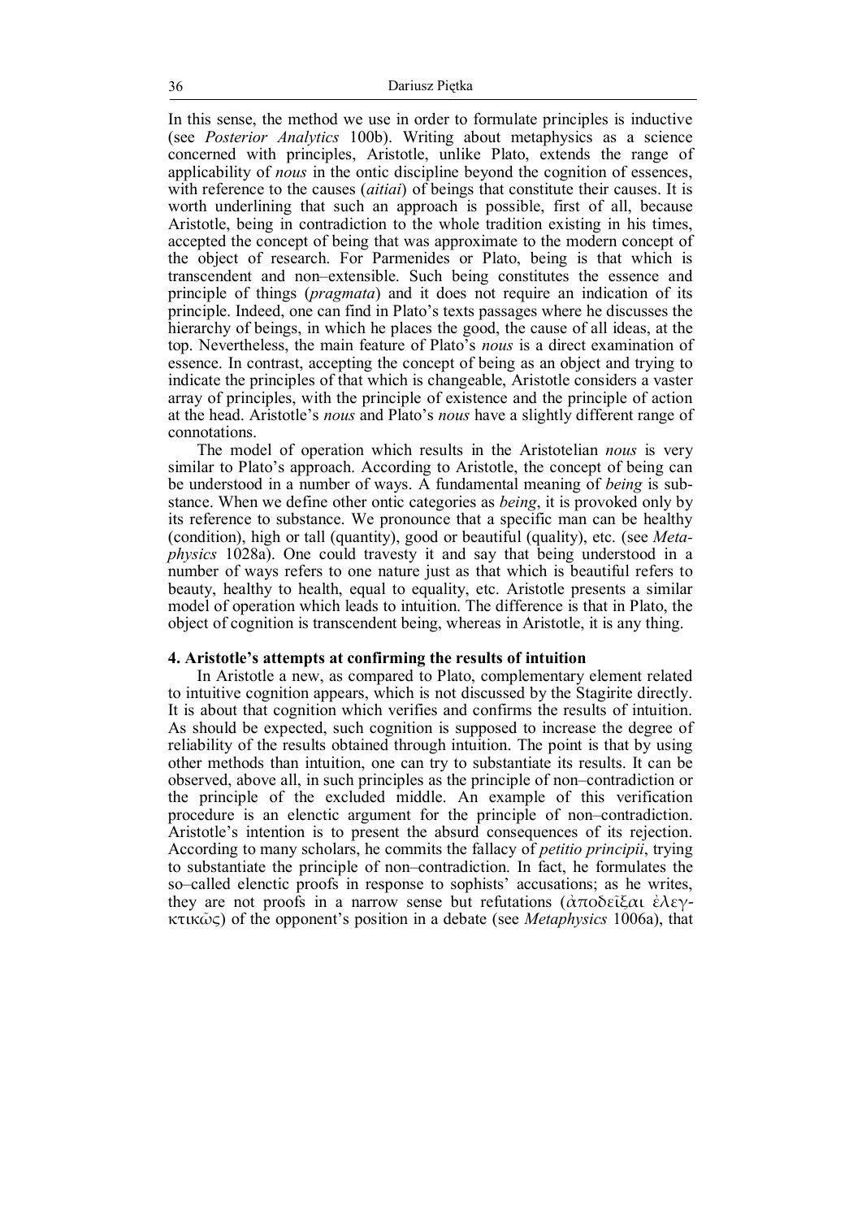In this sense, the method we use in order to formulate principles is inductive (see *Posterior Analytics* 100b). Writing about metaphysics as a science concerned with principles, Aristotle, unlike Plato, extends the range of applicability of *nous* in the ontic discipline beyond the cognition of essences, with reference to the causes (*aitiai*) of beings that constitute their causes. It is worth underlining that such an approach is possible, first of all, because Aristotle, being in contradiction to the whole tradition existing in his times, accepted the concept of being that was approximate to the modern concept of the object of research. For Parmenides or Plato, being is that which is transcendent and non–extensible. Such being constitutes the essence and principle of things (*pragmata*) and it does not require an indication of its principle. Indeed, one can find in Plato's texts passages where he discusses the hierarchy of beings, in which he places the good, the cause of all ideas, at the top. Nevertheless, the main feature of Plato's *nous* is a direct examination of essence. In contrast, accepting the concept of being as an object and trying to indicate the principles of that which is changeable, Aristotle considers a vaster array of principles, with the principle of existence and the principle of action at the head. Aristotle's *nous* and Plato's *nous* have a slightly different range of connotations.

The model of operation which results in the Aristotelian *nous* is very similar to Plato's approach. According to Aristotle, the concept of being can be understood in a number of ways. A fundamental meaning of *being* is substance. When we define other ontic categories as *being*, it is provoked only by its reference to substance. We pronounce that a specific man can be healthy (condition), high or tall (quantity), good or beautiful (quality), etc. (see *Metaphysics* 1028a). One could travesty it and say that being understood in a number of ways refers to one nature just as that which is beautiful refers to beauty, healthy to health, equal to equality, etc. Aristotle presents a similar model of operation which leads to intuition. The difference is that in Plato, the object of cognition is transcendent being, whereas in Aristotle, it is any thing.

### 4. Aristotle's attempts at confirming the results of intuition

In Aristotle a new, as compared to Plato, complementary element related to intuitive cognition appears, which is not discussed by the Stagirite directly. It is about that cognition which verifies and confirms the results of intuition. As should be expected, such cognition is supposed to increase the degree of reliability of the results obtained through intuition. The point is that by using other methods than intuition, one can try to substantiate its results. It can be observed, above all, in such principles as the principle of non–contradiction or the principle of the excluded middle. An example of this verification procedure is an elenctic argument for the principle of non–contradiction. Aristotle's intention is to present the absurd consequences of its rejection. According to many scholars, he commits the fallacy of *petitio principii*, trying to substantiate the principle of non–contradiction. In fact, he formulates the so–called elenctic proofs in response to sophists' accusations; as he writes, they are not proofs in a narrow sense but refutations (ἀποδεῖξαι ἐλεγκτικῶς) of the opponent's position in a debate (see *Metaphysics* 1006a), that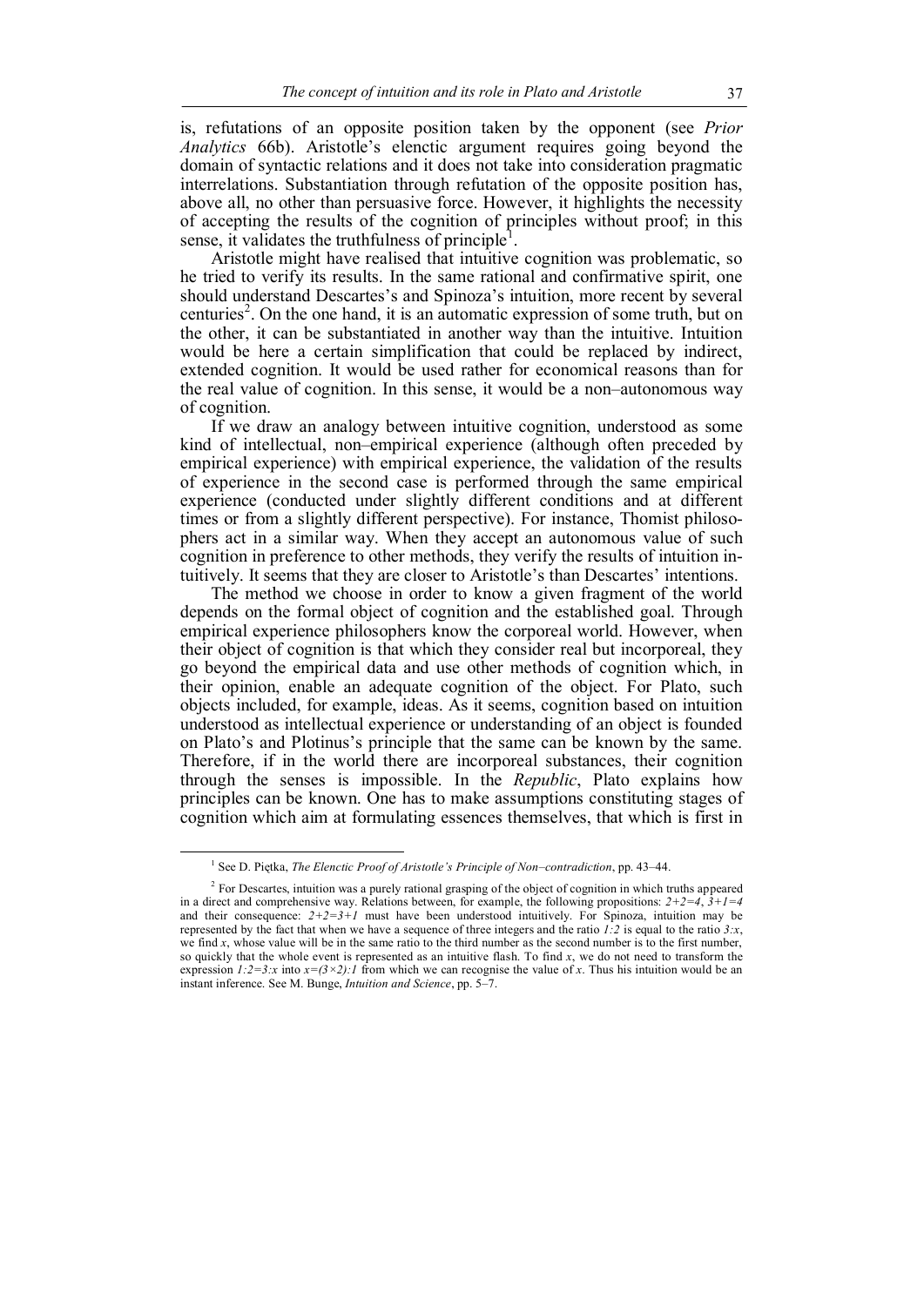is, refutations of an opposite position taken by the opponent (see *Prior Analytics* 66b). Aristotle's elenctic argument requires going beyond the domain of syntactic relations and it does not take into consideration pragmatic interrelations. Substantiation through refutation of the opposite position has, above all, no other than persuasive force. However, it highlights the necessity of accepting the results of the cognition of principles without proof; in this sense, it validates the truthfulness of principle[1].

Aristotle might have realised that intuitive cognition was problematic, so he tried to verify its results. In the same rational and confirmative spirit, one should understand Descartes's and Spinoza's intuition, more recent by several centuries[2]. On the one hand, it is an automatic expression of some truth, but on the other, it can be substantiated in another way than the intuitive. Intuition would be here a certain simplification that could be replaced by indirect, extended cognition. It would be used rather for economical reasons than for the real value of cognition. In this sense, it would be a non–autonomous way of cognition.

If we draw an analogy between intuitive cognition, understood as some kind of intellectual, non–empirical experience (although often preceded by empirical experience) with empirical experience, the validation of the results of experience in the second case is performed through the same empirical experience (conducted under slightly different conditions and at different times or from a slightly different perspective). For instance, Thomist philosophers act in a similar way. When they accept an autonomous value of such cognition in preference to other methods, they verify the results of intuition intuitively. It seems that they are closer to Aristotle's than Descartes' intentions.

The method we choose in order to know a given fragment of the world depends on the formal object of cognition and the established goal. Through empirical experience philosophers know the corporeal world. However, when their object of cognition is that which they consider real but incorporeal, they go beyond the empirical data and use other methods of cognition which, in their opinion, enable an adequate cognition of the object. For Plato, such objects included, for example, ideas. As it seems, cognition based on intuition understood as intellectual experience or understanding of an object is founded on Plato's and Plotinus's principle that the same can be known by the same. Therefore, if in the world there are incorporeal substances, their cognition through the senses is impossible. In the *Republic*, Plato explains how principles can be known. One has to make assumptions constituting stages of cognition which aim at formulating essences themselves, that which is first in

---

[1] See D. Piętka, *The Elenctic Proof of Aristotle's Principle of Non–contradiction*, pp. 43–44.

[2] For Descartes, intuition was a purely rational grasping of the object of cognition in which truths appeared in a direct and comprehensive way. Relations between, for example, the following propositions: $2+2=4$, $3+1=4$ and their consequence: $2+2=3+1$ must have been understood intuitively. For Spinoza, intuition may be represented by the fact that when we have a sequence of three integers and the ratio $1:2$ is equal to the ratio $3:x$, we find $x$, whose value will be in the same ratio to the third number as the second number is to the first number, so quickly that the whole event is represented as an intuitive flash. To find $x$, we do not need to transform the expression $1:2=3:x$ into $x=(3\times2):1$ from which we can recognise the value of $x$. Thus his intuition would be an instant inference. See M. Bunge, *Intuition and Science*, pp. 5–7.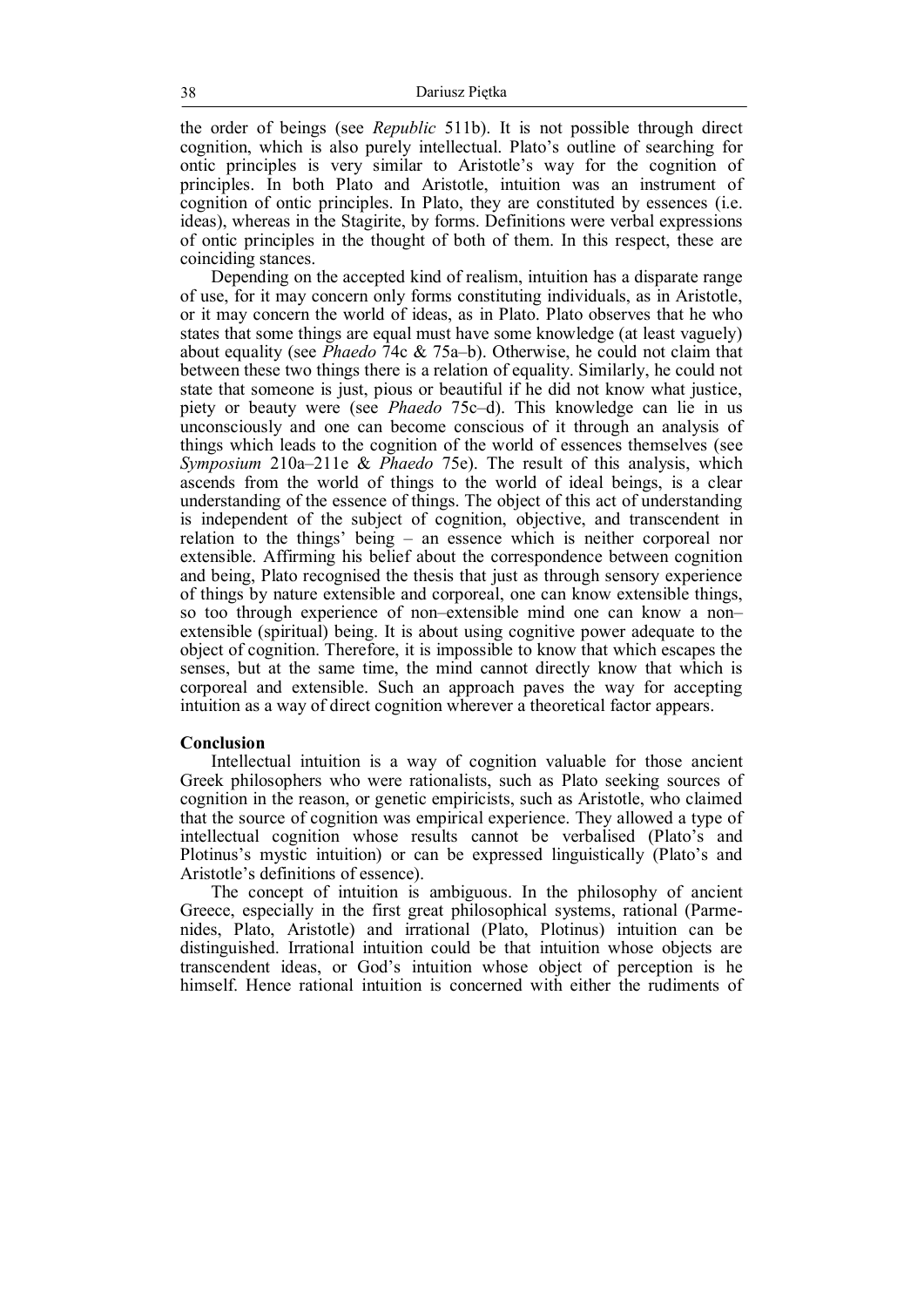the order of beings (see *Republic* 511b). It is not possible through direct cognition, which is also purely intellectual. Plato's outline of searching for ontic principles is very similar to Aristotle's way for the cognition of principles. In both Plato and Aristotle, intuition was an instrument of cognition of ontic principles. In Plato, they are constituted by essences (i.e. ideas), whereas in the Stagirite, by forms. Definitions were verbal expressions of ontic principles in the thought of both of them. In this respect, these are coinciding stances.

Depending on the accepted kind of realism, intuition has a disparate range of use, for it may concern only forms constituting individuals, as in Aristotle, or it may concern the world of ideas, as in Plato. Plato observes that he who states that some things are equal must have some knowledge (at least vaguely) about equality (see *Phaedo* 74c & 75a–b). Otherwise, he could not claim that between these two things there is a relation of equality. Similarly, he could not state that someone is just, pious or beautiful if he did not know what justice, piety or beauty were (see *Phaedo* 75c–d). This knowledge can lie in us unconsciously and one can become conscious of it through an analysis of things which leads to the cognition of the world of essences themselves (see *Symposium* 210a–211e & *Phaedo* 75e). The result of this analysis, which ascends from the world of things to the world of ideal beings, is a clear understanding of the essence of things. The object of this act of understanding is independent of the subject of cognition, objective, and transcendent in relation to the things' being – an essence which is neither corporeal nor extensible. Affirming his belief about the correspondence between cognition and being, Plato recognised the thesis that just as through sensory experience of things by nature extensible and corporeal, one can know extensible things, so too through experience of non–extensible mind one can know a non–extensible (spiritual) being. It is about using cognitive power adequate to the object of cognition. Therefore, it is impossible to know that which escapes the senses, but at the same time, the mind cannot directly know that which is corporeal and extensible. Such an approach paves the way for accepting intuition as a way of direct cognition wherever a theoretical factor appears.

## Conclusion

Intellectual intuition is a way of cognition valuable for those ancient Greek philosophers who were rationalists, such as Plato seeking sources of cognition in the reason, or genetic empiricists, such as Aristotle, who claimed that the source of cognition was empirical experience. They allowed a type of intellectual cognition whose results cannot be verbalised (Plato's and Plotinus's mystic intuition) or can be expressed linguistically (Plato's and Aristotle's definitions of essence).

The concept of intuition is ambiguous. In the philosophy of ancient Greece, especially in the first great philosophical systems, rational (Parmenides, Plato, Aristotle) and irrational (Plato, Plotinus) intuition can be distinguished. Irrational intuition could be that intuition whose objects are transcendent ideas, or God's intuition whose object of perception is he himself. Hence rational intuition is concerned with either the rudiments of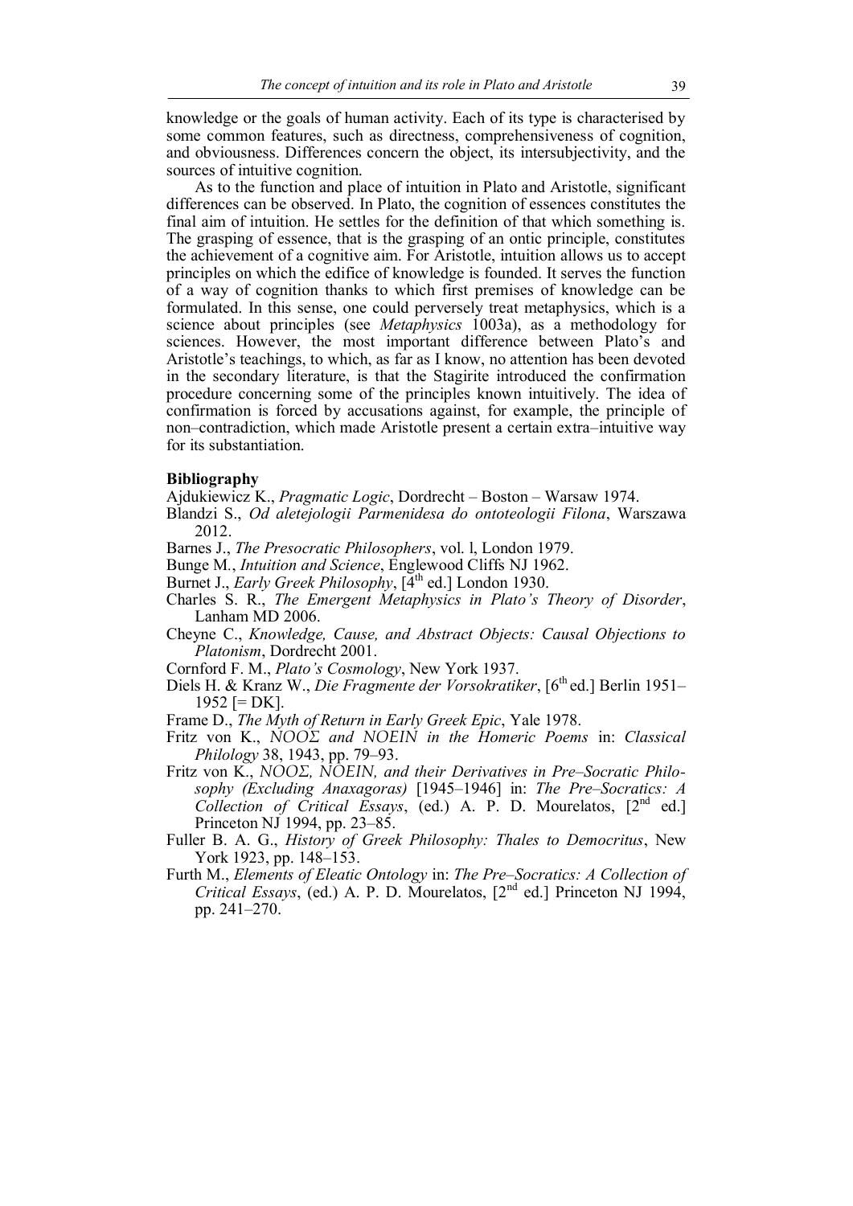knowledge or the goals of human activity. Each of its type is characterised by some common features, such as directness, comprehensiveness of cognition, and obviousness. Differences concern the object, its intersubjectivity, and the sources of intuitive cognition.

As to the function and place of intuition in Plato and Aristotle, significant differences can be observed. In Plato, the cognition of essences constitutes the final aim of intuition. He settles for the definition of that which something is. The grasping of essence, that is the grasping of an ontic principle, constitutes the achievement of a cognitive aim. For Aristotle, intuition allows us to accept principles on which the edifice of knowledge is founded. It serves the function of a way of cognition thanks to which first premises of knowledge can be formulated. In this sense, one could perversely treat metaphysics, which is a science about principles (see *Metaphysics* 1003a), as a methodology for sciences. However, the most important difference between Plato's and Aristotle's teachings, to which, as far as I know, no attention has been devoted in the secondary literature, is that the Stagirite introduced the confirmation procedure concerning some of the principles known intuitively. The idea of confirmation is forced by accusations against, for example, the principle of non–contradiction, which made Aristotle present a certain extra–intuitive way for its substantiation.

**Bibliography**

Ajdukiewicz K., *Pragmatic Logic*, Dordrecht – Boston – Warsaw 1974.

Blandzi S., *Od aletejologii Parmenidesa do ontoteologii Filona*, Warszawa 2012.

Barnes J., *The Presocratic Philosophers*, vol. l, London 1979.

Bunge M., *Intuition and Science*, Englewood Cliffs NJ 1962.

Burnet J., *Early Greek Philosophy*, [4th ed.] London 1930.

Charles S. R., *The Emergent Metaphysics in Plato's Theory of Disorder*, Lanham MD 2006.

Cheyne C., *Knowledge, Cause, and Abstract Objects: Causal Objections to Platonism*, Dordrecht 2001.

Cornford F. M., *Plato's Cosmology*, New York 1937.

Diels H. & Kranz W., *Die Fragmente der Vorsokratiker*, [6th ed.] Berlin 1951–1952 [= DK].

Frame D., *The Myth of Return in Early Greek Epic*, Yale 1978.

Fritz von K., *ΝΟΟΣ and ΝΟΕΙΝ in the Homeric Poems* in: *Classical Philology* 38, 1943, pp. 79–93.

Fritz von K., *ΝΟΟΣ, ΝΟΕΙΝ, and their Derivatives in Pre–Socratic Philosophy (Excluding Anaxagoras)* [1945–1946] in: *The Pre–Socratics: A Collection of Critical Essays*, (ed.) A. P. D. Mourelatos, [2nd ed.] Princeton NJ 1994, pp. 23–85.

Fuller B. A. G., *History of Greek Philosophy: Thales to Democritus*, New York 1923, pp. 148–153.

Furth M., *Elements of Eleatic Ontology* in: *The Pre–Socratics: A Collection of Critical Essays*, (ed.) A. P. D. Mourelatos, [2nd ed.] Princeton NJ 1994, pp. 241–270.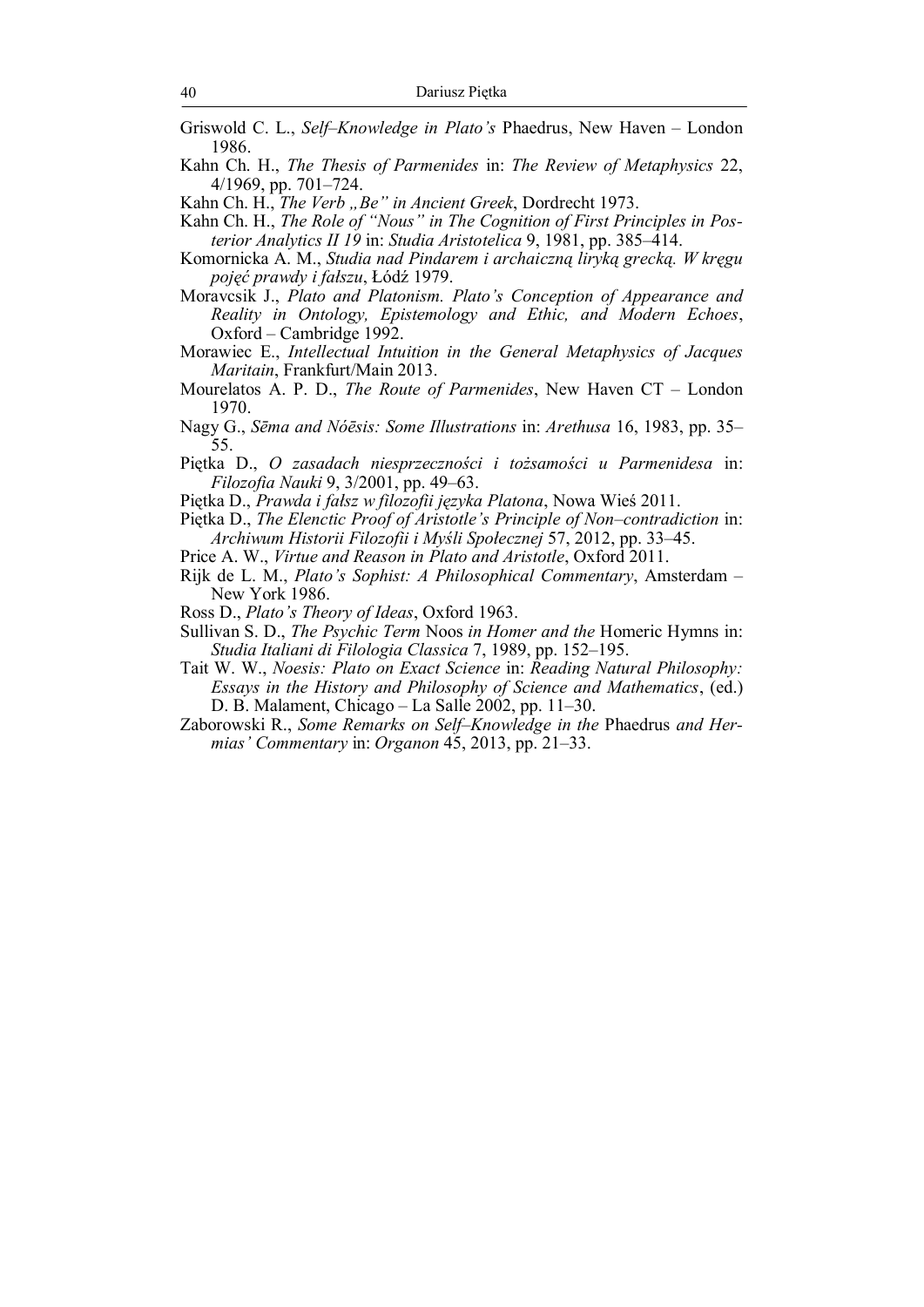Griswold C. L., *Self–Knowledge in Plato's* Phaedrus, New Haven – London 1986.

Kahn Ch. H., *The Thesis of Parmenides* in: *The Review of Metaphysics* 22, 4/1969, pp. 701–724.

Kahn Ch. H., *The Verb „Be" in Ancient Greek*, Dordrecht 1973.

Kahn Ch. H., *The Role of "Nous" in The Cognition of First Principles in Posterior Analytics II 19* in: *Studia Aristotelica* 9, 1981, pp. 385–414.

Komornicka A. M., *Studia nad Pindarem i archaiczną liryką grecką. W kręgu pojęć prawdy i fałszu*, Łódź 1979.

Moravcsik J., *Plato and Platonism. Plato's Conception of Appearance and Reality in Ontology, Epistemology and Ethic, and Modern Echoes*, Oxford – Cambridge 1992.

Morawiec E., *Intellectual Intuition in the General Metaphysics of Jacques Maritain*, Frankfurt/Main 2013.

Mourelatos A. P. D., *The Route of Parmenides*, New Haven CT – London 1970.

Nagy G., *Sēma and Nóēsis: Some Illustrations* in: *Arethusa* 16, 1983, pp. 35–55.

Piętka D., *O zasadach niesprzeczności i tożsamości u Parmenidesa* in: *Filozofia Nauki* 9, 3/2001, pp. 49–63.

Piętka D., *Prawda i fałsz w filozofii języka Platona*, Nowa Wieś 2011.

Piętka D., *The Elenctic Proof of Aristotle's Principle of Non–contradiction* in: *Archiwum Historii Filozofii i Myśli Społecznej* 57, 2012, pp. 33–45.

Price A. W., *Virtue and Reason in Plato and Aristotle*, Oxford 2011.

Rijk de L. M., *Plato's Sophist: A Philosophical Commentary*, Amsterdam – New York 1986.

Ross D., *Plato's Theory of Ideas*, Oxford 1963.

Sullivan S. D., *The Psychic Term* Noos *in Homer and the* Homeric Hymns in: *Studia Italiani di Filologia Classica* 7, 1989, pp. 152–195.

Tait W. W., *Noesis: Plato on Exact Science* in: *Reading Natural Philosophy: Essays in the History and Philosophy of Science and Mathematics*, (ed.) D. B. Malament, Chicago – La Salle 2002, pp. 11–30.

Zaborowski R., *Some Remarks on Self–Knowledge in the* Phaedrus *and Hermias' Commentary* in: *Organon* 45, 2013, pp. 21–33.